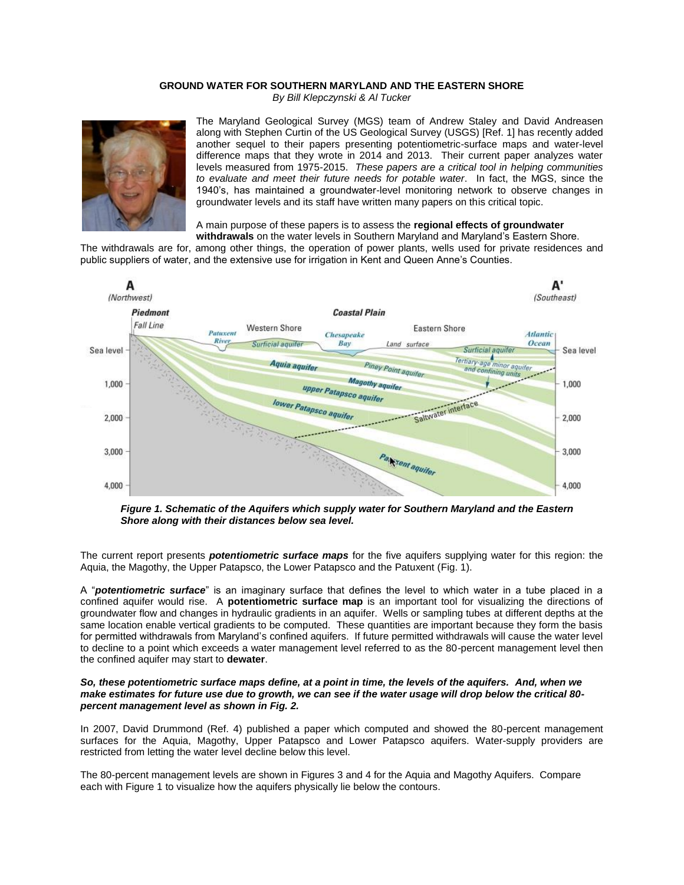**GROUND WATER FOR SOUTHERN MARYLAND AND THE EASTERN SHORE**

*By Bill Klepczynski & Al Tucker*

The Maryland Geological Survey (MGS) team of Andrew Staley and David Andreasen along with Stephen Curtin of the US Geological Survey (USGS) [Ref. 1] has recently added another sequel to their papers presenting potentiometric-surface maps and water-level difference maps that they wrote in 2014 and 2013. Their current paper analyzes water levels measured from 1975-2015. *These papers are a critical tool in helping communities to evaluate and meet their future needs for potable water*. In fact, the MGS, since the 1940's, has maintained a groundwater-level monitoring network to observe changes in groundwater levels and its staff have written many papers on this critical topic.

A main purpose of these papers is to assess the **regional effects of groundwater withdrawals** on the water levels in Southern Maryland and Maryland's Eastern Shore. The withdrawals are for, among other things, the operation of power plants, wells used for private residences and public suppliers of water, and the extensive use for irrigation in Kent and Queen Anne's Counties.

***Figure 1. Schematic of the Aquifers which supply water for Southern Maryland and the Eastern Shore along with their distances below sea level.***

The current report presents ***potentiometric surface maps*** for the five aquifers supplying water for this region: the Aquia, the Magothy, the Upper Patapsco, the Lower Patapsco and the Patuxent (Fig. 1).

A "***potentiometric surface***" is an imaginary surface that defines the level to which water in a tube placed in a confined aquifer would rise. A **potentiometric surface map** is an important tool for visualizing the directions of groundwater flow and changes in hydraulic gradients in an aquifer. Wells or sampling tubes at different depths at the same location enable vertical gradients to be computed. These quantities are important because they form the basis for permitted withdrawals from Maryland's confined aquifers. If future permitted withdrawals will cause the water level to decline to a point which exceeds a water management level referred to as the 80-percent management level then the confined aquifer may start to **dewater**.

***So, these potentiometric surface maps define, at a point in time, the levels of the aquifers. And, when we make estimates for future use due to growth, we can see if the water usage will drop below the critical 80-percent management level as shown in Fig. 2.***

In 2007, David Drummond (Ref. 4) published a paper which computed and showed the 80-percent management surfaces for the Aquia, Magothy, Upper Patapsco and Lower Patapsco aquifers. Water-supply providers are restricted from letting the water level decline below this level.

The 80-percent management levels are shown in Figures 3 and 4 for the Aquia and Magothy Aquifers. Compare each with Figure 1 to visualize how the aquifers physically lie below the contours.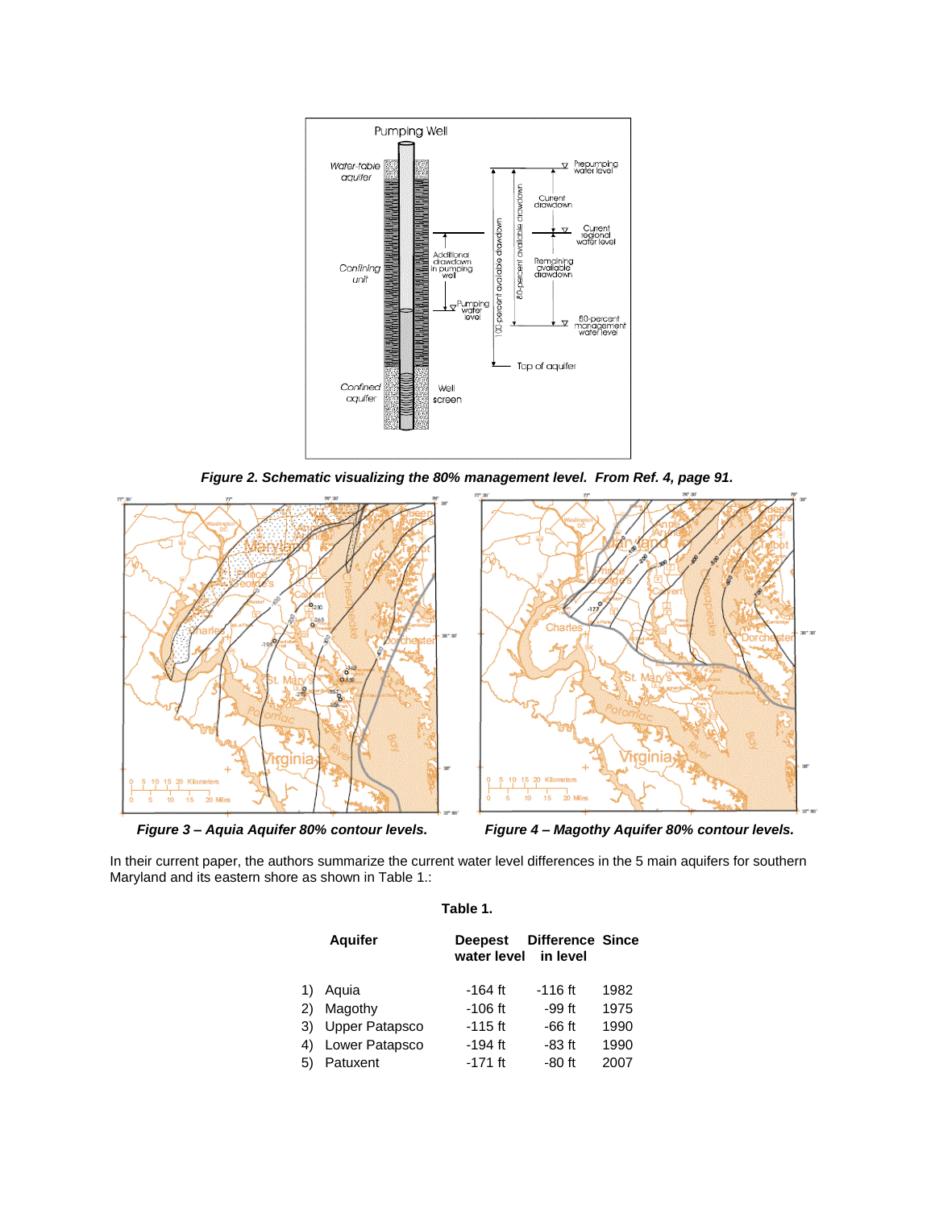*Figure 2. Schematic visualizing the 80% management level. From Ref. 4, page 91.*

*Figure 3 – Aquia Aquifer 80% contour levels.*

*Figure 4 – Magothy Aquifer 80% contour levels.*

In their current paper, the authors summarize the current water level differences in the 5 main aquifers for southern Maryland and its eastern shore as shown in Table 1.:

**Table 1.**

| | Aquifer | Deepest water level | Difference in level | Since |
|---|---|---|---|---|
| 1) | Aquia | -164 ft | -116 ft | 1982 |
| 2) | Magothy | -106 ft | -99 ft | 1975 |
| 3) | Upper Patapsco | -115 ft | -66 ft | 1990 |
| 4) | Lower Patapsco | -194 ft | -83 ft | 1990 |
| 5) | Patuxent | -171 ft | -80 ft | 2007 |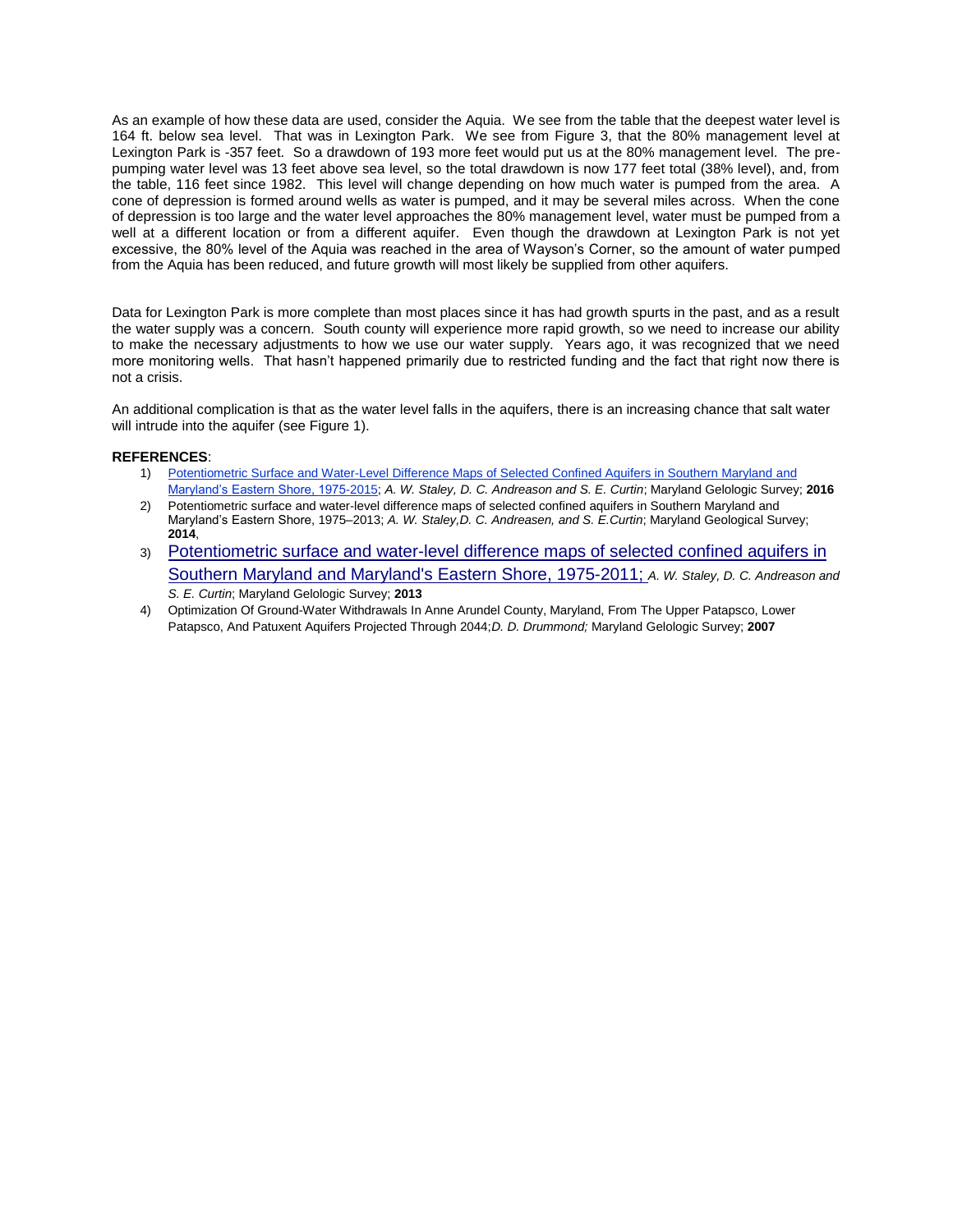As an example of how these data are used, consider the Aquia. We see from the table that the deepest water level is 164 ft. below sea level. That was in Lexington Park. We see from Figure 3, that the 80% management level at Lexington Park is -357 feet. So a drawdown of 193 more feet would put us at the 80% management level. The pre-pumping water level was 13 feet above sea level, so the total drawdown is now 177 feet total (38% level), and, from the table, 116 feet since 1982. This level will change depending on how much water is pumped from the area. A cone of depression is formed around wells as water is pumped, and it may be several miles across. When the cone of depression is too large and the water level approaches the 80% management level, water must be pumped from a well at a different location or from a different aquifer. Even though the drawdown at Lexington Park is not yet excessive, the 80% level of the Aquia was reached in the area of Wayson's Corner, so the amount of water pumped from the Aquia has been reduced, and future growth will most likely be supplied from other aquifers.

Data for Lexington Park is more complete than most places since it has had growth spurts in the past, and as a result the water supply was a concern. South county will experience more rapid growth, so we need to increase our ability to make the necessary adjustments to how we use our water supply. Years ago, it was recognized that we need more monitoring wells. That hasn't happened primarily due to restricted funding and the fact that right now there is not a crisis.

An additional complication is that as the water level falls in the aquifers, there is an increasing chance that salt water will intrude into the aquifer (see Figure 1).

**REFERENCES**:

1) Potentiometric Surface and Water-Level Difference Maps of Selected Confined Aquifers in Southern Maryland and Maryland's Eastern Shore, 1975-2015; *A. W. Staley, D. C. Andreason and S. E. Curtin*; Maryland Gelologic Survey; **2016**
2) Potentiometric surface and water-level difference maps of selected confined aquifers in Southern Maryland and Maryland's Eastern Shore, 1975–2013; *A. W. Staley,D. C. Andreasen, and S. E.Curtin*; Maryland Geological Survey; **2014**,
3) Potentiometric surface and water-level difference maps of selected confined aquifers in Southern Maryland and Maryland's Eastern Shore, 1975-2011; *A. W. Staley, D. C. Andreason and S. E. Curtin*; Maryland Gelologic Survey; **2013**
4) Optimization Of Ground-Water Withdrawals In Anne Arundel County, Maryland, From The Upper Patapsco, Lower Patapsco, And Patuxent Aquifers Projected Through 2044;*D. D. Drummond;* Maryland Gelologic Survey; **2007**